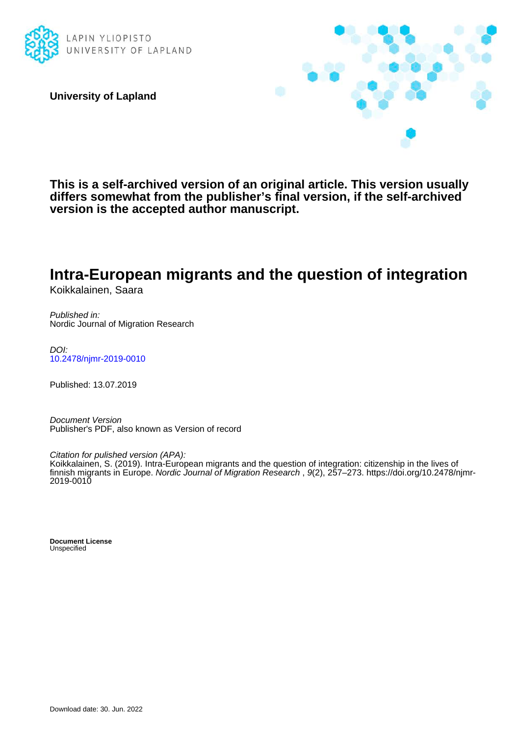LAPIN YLIOPISTO
UNIVERSITY OF LAPLAND

**University of Lapland**

**This is a self-archived version of an original article. This version usually differs somewhat from the publisher's final version, if the self-archived version is the accepted author manuscript.**

# Intra-European migrants and the question of integration

Koikkalainen, Saara

*Published in:*
Nordic Journal of Migration Research

*DOI:*
10.2478/njmr-2019-0010

Published: 13.07.2019

*Document Version*
Publisher's PDF, also known as Version of record

*Citation for published version (APA):*
Koikkalainen, S. (2019). Intra-European migrants and the question of integration: citizenship in the lives of finnish migrants in Europe. *Nordic Journal of Migration Research* , *9*(2), 257–273. https://doi.org/10.2478/njmr-2019-0010

**Document License**
Unspecified

Download date: 30. Jun. 2022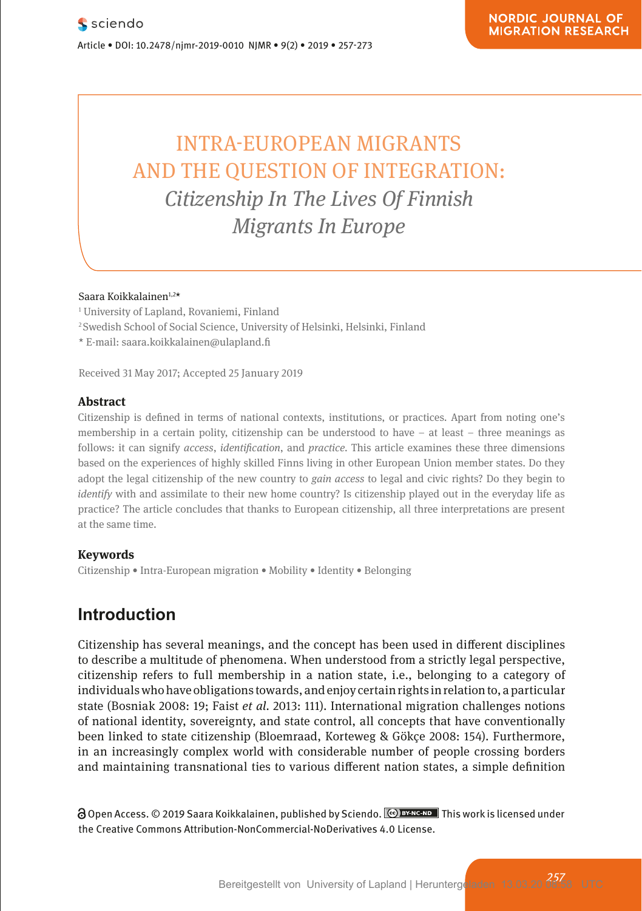# INTRA-EUROPEAN MIGRANTS AND THE QUESTION OF INTEGRATION:

## *Citizenship In The Lives Of Finnish Migrants In Europe*

Saara Koikkalainen[1,2]*

[1] University of Lapland, Rovaniemi, Finland

[2] Swedish School of Social Science, University of Helsinki, Helsinki, Finland

* E-mail: saara.koikkalainen@ulapland.fi

Received 31 May 2017; Accepted 25 January 2019

### Abstract

Citizenship is defined in terms of national contexts, institutions, or practices. Apart from noting one's membership in a certain polity, citizenship can be understood to have – at least – three meanings as follows: it can signify *access*, *identification*, and *practice*. This article examines these three dimensions based on the experiences of highly skilled Finns living in other European Union member states. Do they adopt the legal citizenship of the new country to *gain access* to legal and civic rights? Do they begin to *identify* with and assimilate to their new home country? Is citizenship played out in the everyday life as practice? The article concludes that thanks to European citizenship, all three interpretations are present at the same time.

### Keywords

Citizenship • Intra-European migration • Mobility • Identity • Belonging

## Introduction

Citizenship has several meanings, and the concept has been used in different disciplines to describe a multitude of phenomena. When understood from a strictly legal perspective, citizenship refers to full membership in a nation state, i.e., belonging to a category of individuals who have obligations towards, and enjoy certain rights in relation to, a particular state (Bosniak 2008: 19; Faist *et al.* 2013: 111). International migration challenges notions of national identity, sovereignty, and state control, all concepts that have conventionally been linked to state citizenship (Bloemraad, Korteweg & Gökçe 2008: 154). Furthermore, in an increasingly complex world with considerable number of people crossing borders and maintaining transnational ties to various different nation states, a simple definition

Open Access. © 2019 Saara Koikkalainen, published by Sciendo. This work is licensed under the Creative Commons Attribution-NonCommercial-NoDerivatives 4.0 License.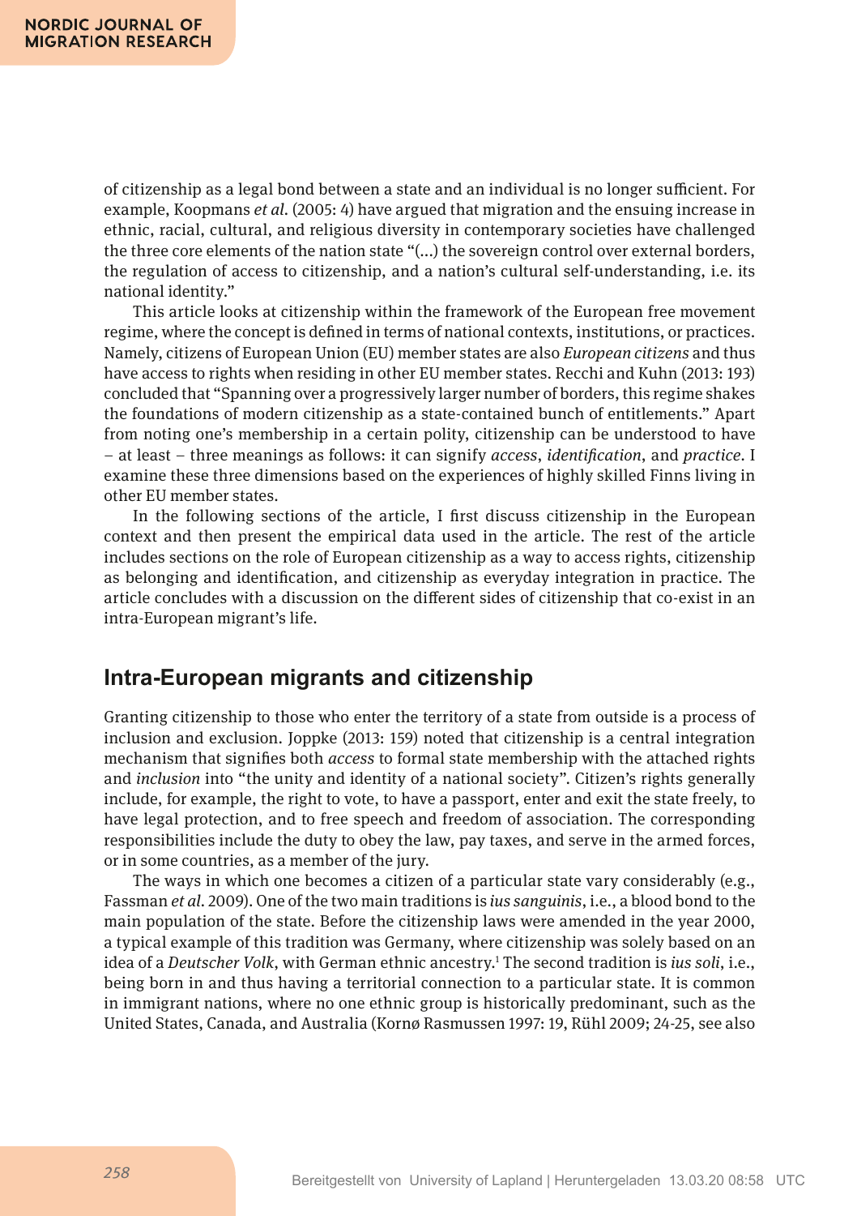of citizenship as a legal bond between a state and an individual is no longer sufficient. For example, Koopmans *et al.* (2005: 4) have argued that migration and the ensuing increase in ethnic, racial, cultural, and religious diversity in contemporary societies have challenged the three core elements of the nation state "(...) the sovereign control over external borders, the regulation of access to citizenship, and a nation's cultural self-understanding, i.e. its national identity."

This article looks at citizenship within the framework of the European free movement regime, where the concept is defined in terms of national contexts, institutions, or practices. Namely, citizens of European Union (EU) member states are also *European citizens* and thus have access to rights when residing in other EU member states. Recchi and Kuhn (2013: 193) concluded that "Spanning over a progressively larger number of borders, this regime shakes the foundations of modern citizenship as a state-contained bunch of entitlements." Apart from noting one's membership in a certain polity, citizenship can be understood to have – at least – three meanings as follows: it can signify *access*, *identification*, and *practice*. I examine these three dimensions based on the experiences of highly skilled Finns living in other EU member states.

In the following sections of the article, I first discuss citizenship in the European context and then present the empirical data used in the article. The rest of the article includes sections on the role of European citizenship as a way to access rights, citizenship as belonging and identification, and citizenship as everyday integration in practice. The article concludes with a discussion on the different sides of citizenship that co-exist in an intra-European migrant's life.

## Intra-European migrants and citizenship

Granting citizenship to those who enter the territory of a state from outside is a process of inclusion and exclusion. Joppke (2013: 159) noted that citizenship is a central integration mechanism that signifies both *access* to formal state membership with the attached rights and *inclusion* into "the unity and identity of a national society". Citizen's rights generally include, for example, the right to vote, to have a passport, enter and exit the state freely, to have legal protection, and to free speech and freedom of association. The corresponding responsibilities include the duty to obey the law, pay taxes, and serve in the armed forces, or in some countries, as a member of the jury.

The ways in which one becomes a citizen of a particular state vary considerably (e.g., Fassman *et al.* 2009). One of the two main traditions is *ius sanguinis*, i.e., a blood bond to the main population of the state. Before the citizenship laws were amended in the year 2000, a typical example of this tradition was Germany, where citizenship was solely based on an idea of a *Deutscher Volk*, with German ethnic ancestry.[1] The second tradition is *ius soli*, i.e., being born in and thus having a territorial connection to a particular state. It is common in immigrant nations, where no one ethnic group is historically predominant, such as the United States, Canada, and Australia (Kornø Rasmussen 1997: 19, Rühl 2009; 24-25, see also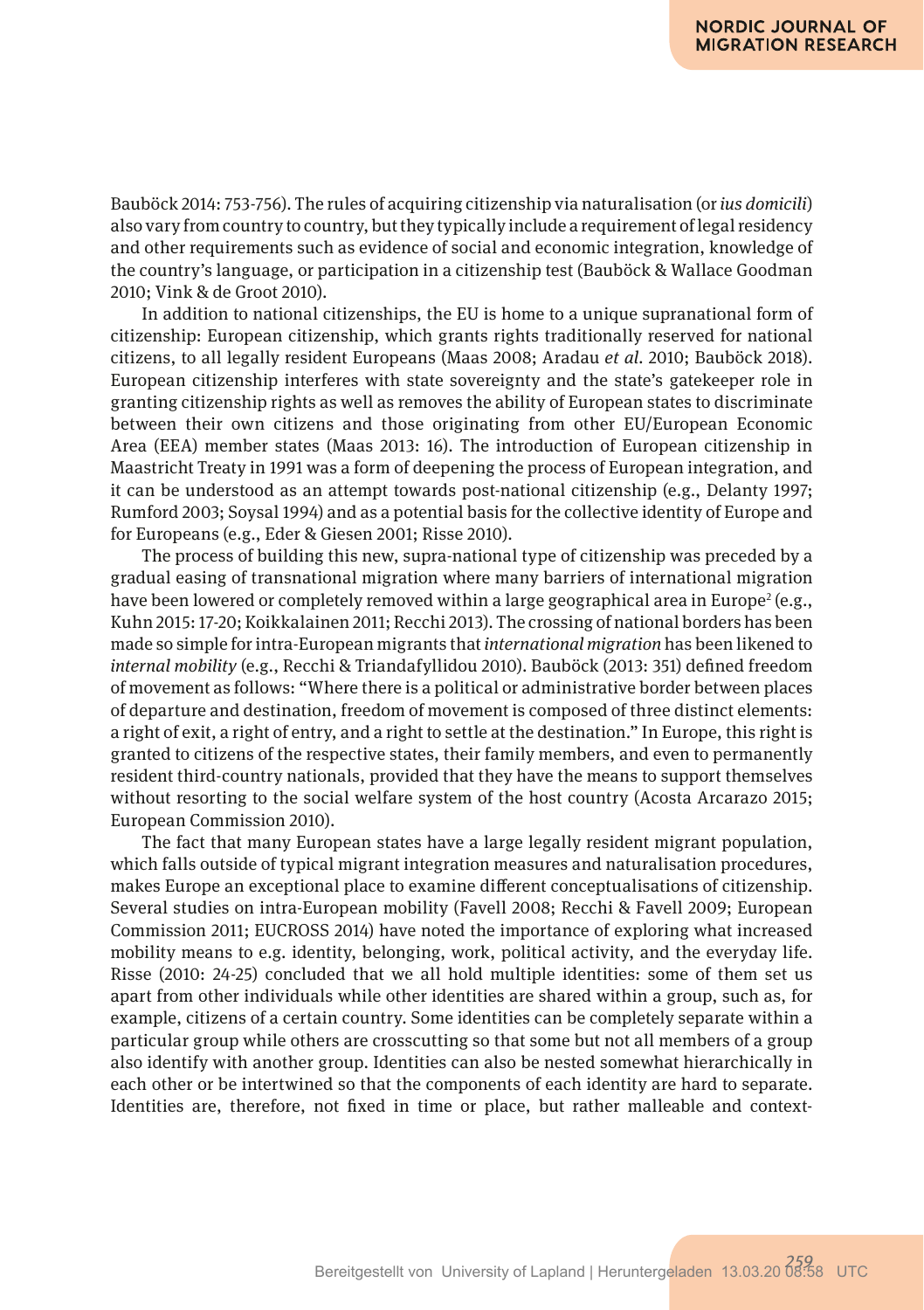Bauböck 2014: 753-756). The rules of acquiring citizenship via naturalisation (or *ius domicili*) also vary from country to country, but they typically include a requirement of legal residency and other requirements such as evidence of social and economic integration, knowledge of the country's language, or participation in a citizenship test (Bauböck & Wallace Goodman 2010; Vink & de Groot 2010).

In addition to national citizenships, the EU is home to a unique supranational form of citizenship: European citizenship, which grants rights traditionally reserved for national citizens, to all legally resident Europeans (Maas 2008; Aradau *et al*. 2010; Bauböck 2018). European citizenship interferes with state sovereignty and the state's gatekeeper role in granting citizenship rights as well as removes the ability of European states to discriminate between their own citizens and those originating from other EU/European Economic Area (EEA) member states (Maas 2013: 16). The introduction of European citizenship in Maastricht Treaty in 1991 was a form of deepening the process of European integration, and it can be understood as an attempt towards post-national citizenship (e.g., Delanty 1997; Rumford 2003; Soysal 1994) and as a potential basis for the collective identity of Europe and for Europeans (e.g., Eder & Giesen 2001; Risse 2010).

The process of building this new, supra-national type of citizenship was preceded by a gradual easing of transnational migration where many barriers of international migration have been lowered or completely removed within a large geographical area in Europe[2] (e.g., Kuhn 2015: 17-20; Koikkalainen 2011; Recchi 2013). The crossing of national borders has been made so simple for intra-European migrants that *international migration* has been likened to *internal mobility* (e.g., Recchi & Triandafyllidou 2010). Bauböck (2013: 351) defined freedom of movement as follows: "Where there is a political or administrative border between places of departure and destination, freedom of movement is composed of three distinct elements: a right of exit, a right of entry, and a right to settle at the destination." In Europe, this right is granted to citizens of the respective states, their family members, and even to permanently resident third-country nationals, provided that they have the means to support themselves without resorting to the social welfare system of the host country (Acosta Arcarazo 2015; European Commission 2010).

The fact that many European states have a large legally resident migrant population, which falls outside of typical migrant integration measures and naturalisation procedures, makes Europe an exceptional place to examine different conceptualisations of citizenship. Several studies on intra-European mobility (Favell 2008; Recchi & Favell 2009; European Commission 2011; EUCROSS 2014) have noted the importance of exploring what increased mobility means to e.g. identity, belonging, work, political activity, and the everyday life. Risse (2010: 24-25) concluded that we all hold multiple identities: some of them set us apart from other individuals while other identities are shared within a group, such as, for example, citizens of a certain country. Some identities can be completely separate within a particular group while others are crosscutting so that some but not all members of a group also identify with another group. Identities can also be nested somewhat hierarchically in each other or be intertwined so that the components of each identity are hard to separate. Identities are, therefore, not fixed in time or place, but rather malleable and context-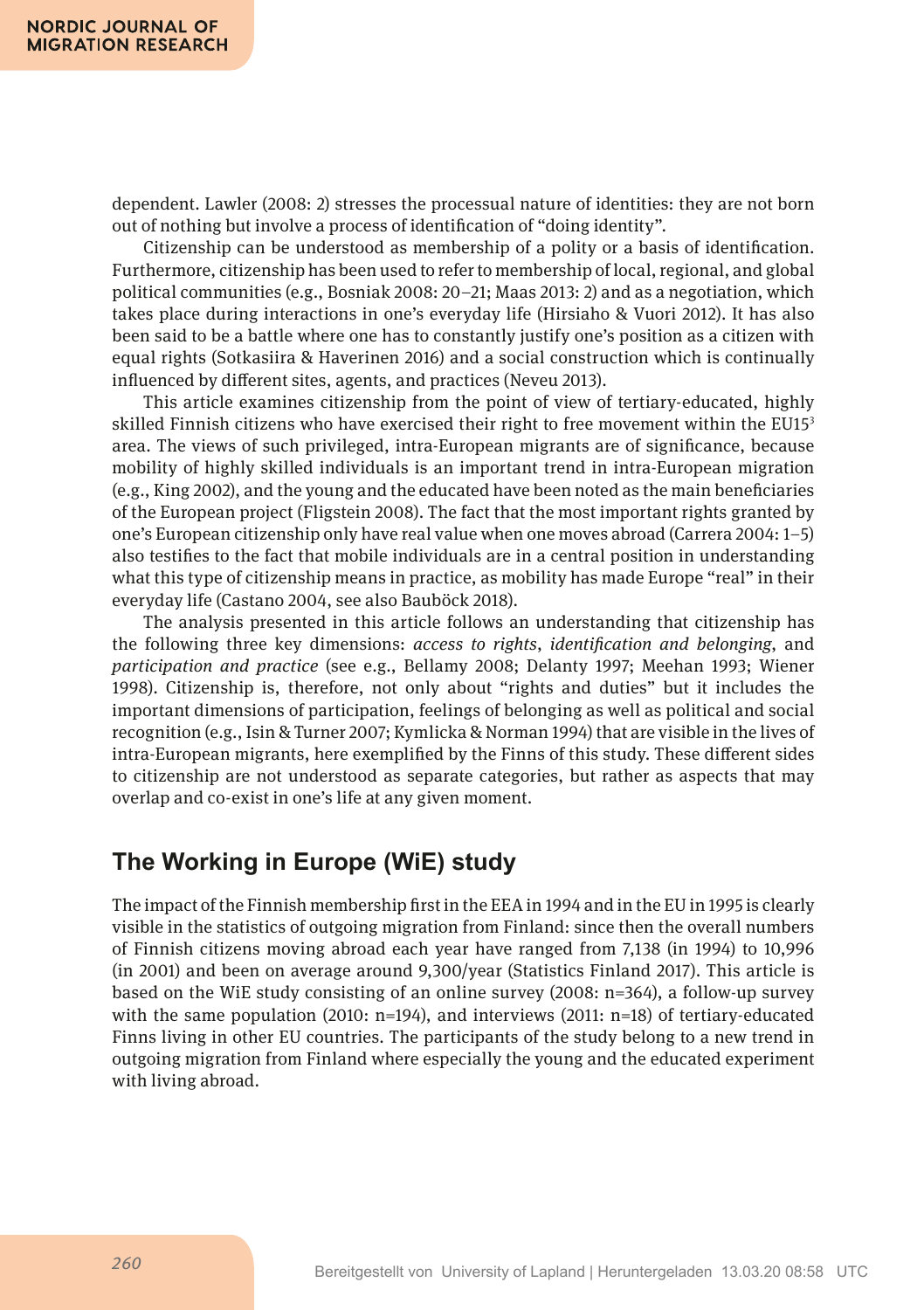dependent. Lawler (2008: 2) stresses the processual nature of identities: they are not born out of nothing but involve a process of identification of "doing identity".

Citizenship can be understood as membership of a polity or a basis of identification. Furthermore, citizenship has been used to refer to membership of local, regional, and global political communities (e.g., Bosniak 2008: 20–21; Maas 2013: 2) and as a negotiation, which takes place during interactions in one's everyday life (Hirsiaho & Vuori 2012). It has also been said to be a battle where one has to constantly justify one's position as a citizen with equal rights (Sotkasiira & Haverinen 2016) and a social construction which is continually influenced by different sites, agents, and practices (Neveu 2013).

This article examines citizenship from the point of view of tertiary-educated, highly skilled Finnish citizens who have exercised their right to free movement within the EU15[3] area. The views of such privileged, intra-European migrants are of significance, because mobility of highly skilled individuals is an important trend in intra-European migration (e.g., King 2002), and the young and the educated have been noted as the main beneficiaries of the European project (Fligstein 2008). The fact that the most important rights granted by one's European citizenship only have real value when one moves abroad (Carrera 2004: 1–5) also testifies to the fact that mobile individuals are in a central position in understanding what this type of citizenship means in practice, as mobility has made Europe "real" in their everyday life (Castano 2004, see also Bauböck 2018).

The analysis presented in this article follows an understanding that citizenship has the following three key dimensions: *access to rights*, *identification and belonging*, and *participation and practice* (see e.g., Bellamy 2008; Delanty 1997; Meehan 1993; Wiener 1998). Citizenship is, therefore, not only about "rights and duties" but it includes the important dimensions of participation, feelings of belonging as well as political and social recognition (e.g., Isin & Turner 2007; Kymlicka & Norman 1994) that are visible in the lives of intra-European migrants, here exemplified by the Finns of this study. These different sides to citizenship are not understood as separate categories, but rather as aspects that may overlap and co-exist in one's life at any given moment.

## The Working in Europe (WiE) study

The impact of the Finnish membership first in the EEA in 1994 and in the EU in 1995 is clearly visible in the statistics of outgoing migration from Finland: since then the overall numbers of Finnish citizens moving abroad each year have ranged from 7,138 (in 1994) to 10,996 (in 2001) and been on average around 9,300/year (Statistics Finland 2017). This article is based on the WiE study consisting of an online survey (2008: n=364), a follow-up survey with the same population (2010: n=194), and interviews (2011: n=18) of tertiary-educated Finns living in other EU countries. The participants of the study belong to a new trend in outgoing migration from Finland where especially the young and the educated experiment with living abroad.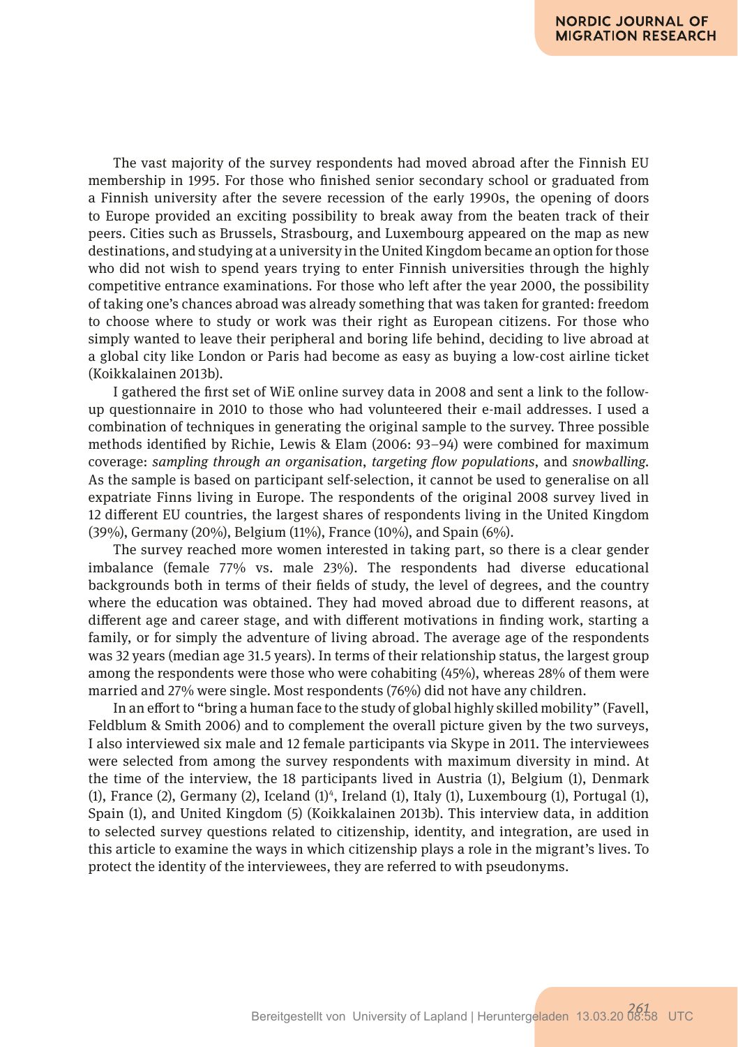The vast majority of the survey respondents had moved abroad after the Finnish EU membership in 1995. For those who finished senior secondary school or graduated from a Finnish university after the severe recession of the early 1990s, the opening of doors to Europe provided an exciting possibility to break away from the beaten track of their peers. Cities such as Brussels, Strasbourg, and Luxembourg appeared on the map as new destinations, and studying at a university in the United Kingdom became an option for those who did not wish to spend years trying to enter Finnish universities through the highly competitive entrance examinations. For those who left after the year 2000, the possibility of taking one's chances abroad was already something that was taken for granted: freedom to choose where to study or work was their right as European citizens. For those who simply wanted to leave their peripheral and boring life behind, deciding to live abroad at a global city like London or Paris had become as easy as buying a low-cost airline ticket (Koikkalainen 2013b).

I gathered the first set of WiE online survey data in 2008 and sent a link to the follow-up questionnaire in 2010 to those who had volunteered their e-mail addresses. I used a combination of techniques in generating the original sample to the survey. Three possible methods identified by Richie, Lewis & Elam (2006: 93–94) were combined for maximum coverage: *sampling through an organisation*, *targeting flow populations*, and *snowballing*. As the sample is based on participant self-selection, it cannot be used to generalise on all expatriate Finns living in Europe. The respondents of the original 2008 survey lived in 12 different EU countries, the largest shares of respondents living in the United Kingdom (39%), Germany (20%), Belgium (11%), France (10%), and Spain (6%).

The survey reached more women interested in taking part, so there is a clear gender imbalance (female 77% vs. male 23%). The respondents had diverse educational backgrounds both in terms of their fields of study, the level of degrees, and the country where the education was obtained. They had moved abroad due to different reasons, at different age and career stage, and with different motivations in finding work, starting a family, or for simply the adventure of living abroad. The average age of the respondents was 32 years (median age 31.5 years). In terms of their relationship status, the largest group among the respondents were those who were cohabiting (45%), whereas 28% of them were married and 27% were single. Most respondents (76%) did not have any children.

In an effort to "bring a human face to the study of global highly skilled mobility" (Favell, Feldblum & Smith 2006) and to complement the overall picture given by the two surveys, I also interviewed six male and 12 female participants via Skype in 2011. The interviewees were selected from among the survey respondents with maximum diversity in mind. At the time of the interview, the 18 participants lived in Austria (1), Belgium (1), Denmark (1), France (2), Germany (2), Iceland (1)[4], Ireland (1), Italy (1), Luxembourg (1), Portugal (1), Spain (1), and United Kingdom (5) (Koikkalainen 2013b). This interview data, in addition to selected survey questions related to citizenship, identity, and integration, are used in this article to examine the ways in which citizenship plays a role in the migrant's lives. To protect the identity of the interviewees, they are referred to with pseudonyms.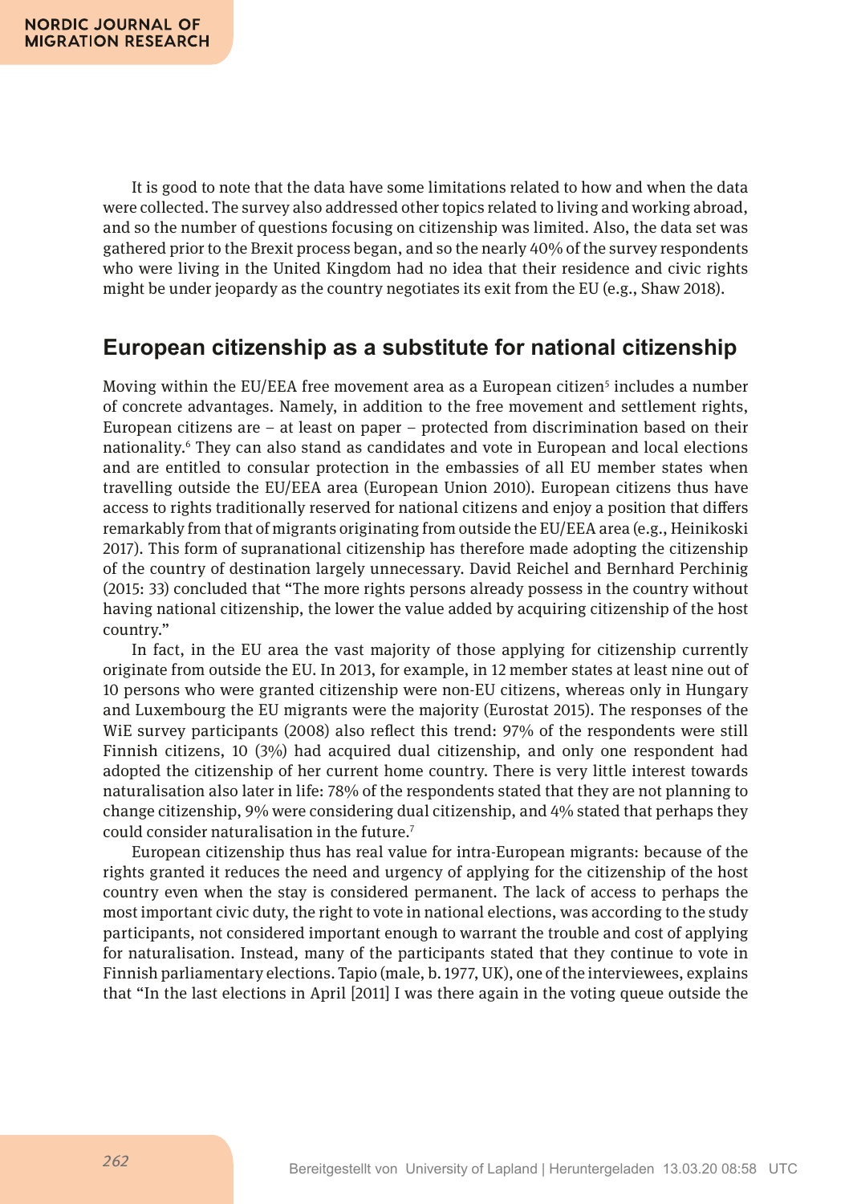It is good to note that the data have some limitations related to how and when the data were collected. The survey also addressed other topics related to living and working abroad, and so the number of questions focusing on citizenship was limited. Also, the data set was gathered prior to the Brexit process began, and so the nearly 40% of the survey respondents who were living in the United Kingdom had no idea that their residence and civic rights might be under jeopardy as the country negotiates its exit from the EU (e.g., Shaw 2018).

## European citizenship as a substitute for national citizenship

Moving within the EU/EEA free movement area as a European citizen[5] includes a number of concrete advantages. Namely, in addition to the free movement and settlement rights, European citizens are – at least on paper – protected from discrimination based on their nationality.[6] They can also stand as candidates and vote in European and local elections and are entitled to consular protection in the embassies of all EU member states when travelling outside the EU/EEA area (European Union 2010). European citizens thus have access to rights traditionally reserved for national citizens and enjoy a position that differs remarkably from that of migrants originating from outside the EU/EEA area (e.g., Heinikoski 2017). This form of supranational citizenship has therefore made adopting the citizenship of the country of destination largely unnecessary. David Reichel and Bernhard Perchinig (2015: 33) concluded that "The more rights persons already possess in the country without having national citizenship, the lower the value added by acquiring citizenship of the host country."

In fact, in the EU area the vast majority of those applying for citizenship currently originate from outside the EU. In 2013, for example, in 12 member states at least nine out of 10 persons who were granted citizenship were non-EU citizens, whereas only in Hungary and Luxembourg the EU migrants were the majority (Eurostat 2015). The responses of the WiE survey participants (2008) also reflect this trend: 97% of the respondents were still Finnish citizens, 10 (3%) had acquired dual citizenship, and only one respondent had adopted the citizenship of her current home country. There is very little interest towards naturalisation also later in life: 78% of the respondents stated that they are not planning to change citizenship, 9% were considering dual citizenship, and 4% stated that perhaps they could consider naturalisation in the future.[7]

European citizenship thus has real value for intra-European migrants: because of the rights granted it reduces the need and urgency of applying for the citizenship of the host country even when the stay is considered permanent. The lack of access to perhaps the most important civic duty, the right to vote in national elections, was according to the study participants, not considered important enough to warrant the trouble and cost of applying for naturalisation. Instead, many of the participants stated that they continue to vote in Finnish parliamentary elections. Tapio (male, b. 1977, UK), one of the interviewees, explains that "In the last elections in April [2011] I was there again in the voting queue outside the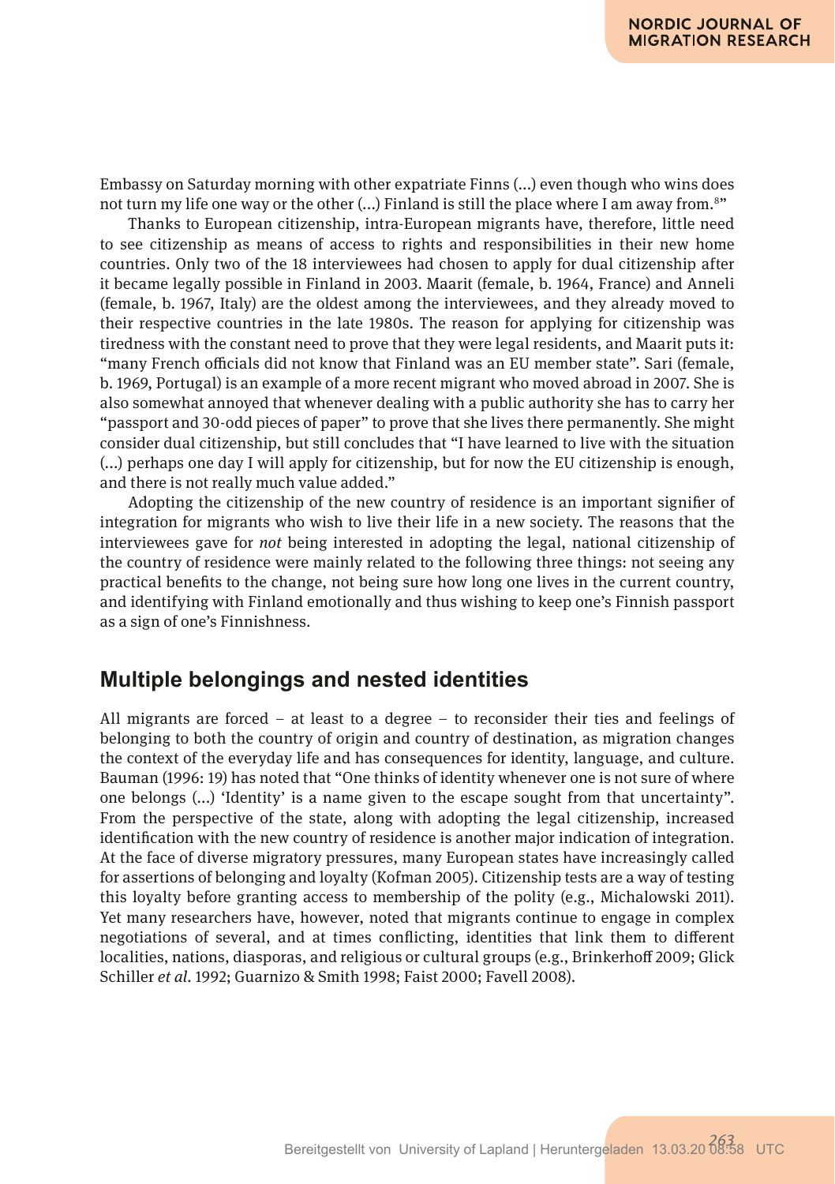Embassy on Saturday morning with other expatriate Finns (...) even though who wins does not turn my life one way or the other (...) Finland is still the place where I am away from.[8]"

Thanks to European citizenship, intra-European migrants have, therefore, little need to see citizenship as means of access to rights and responsibilities in their new home countries. Only two of the 18 interviewees had chosen to apply for dual citizenship after it became legally possible in Finland in 2003. Maarit (female, b. 1964, France) and Anneli (female, b. 1967, Italy) are the oldest among the interviewees, and they already moved to their respective countries in the late 1980s. The reason for applying for citizenship was tiredness with the constant need to prove that they were legal residents, and Maarit puts it: "many French officials did not know that Finland was an EU member state". Sari (female, b. 1969, Portugal) is an example of a more recent migrant who moved abroad in 2007. She is also somewhat annoyed that whenever dealing with a public authority she has to carry her "passport and 30-odd pieces of paper" to prove that she lives there permanently. She might consider dual citizenship, but still concludes that "I have learned to live with the situation (...) perhaps one day I will apply for citizenship, but for now the EU citizenship is enough, and there is not really much value added."

Adopting the citizenship of the new country of residence is an important signifier of integration for migrants who wish to live their life in a new society. The reasons that the interviewees gave for *not* being interested in adopting the legal, national citizenship of the country of residence were mainly related to the following three things: not seeing any practical benefits to the change, not being sure how long one lives in the current country, and identifying with Finland emotionally and thus wishing to keep one's Finnish passport as a sign of one's Finnishness.

## Multiple belongings and nested identities

All migrants are forced – at least to a degree – to reconsider their ties and feelings of belonging to both the country of origin and country of destination, as migration changes the context of the everyday life and has consequences for identity, language, and culture. Bauman (1996: 19) has noted that "One thinks of identity whenever one is not sure of where one belongs (...) 'Identity' is a name given to the escape sought from that uncertainty". From the perspective of the state, along with adopting the legal citizenship, increased identification with the new country of residence is another major indication of integration. At the face of diverse migratory pressures, many European states have increasingly called for assertions of belonging and loyalty (Kofman 2005). Citizenship tests are a way of testing this loyalty before granting access to membership of the polity (e.g., Michalowski 2011). Yet many researchers have, however, noted that migrants continue to engage in complex negotiations of several, and at times conflicting, identities that link them to different localities, nations, diasporas, and religious or cultural groups (e.g., Brinkerhoff 2009; Glick Schiller *et al.* 1992; Guarnizo & Smith 1998; Faist 2000; Favell 2008).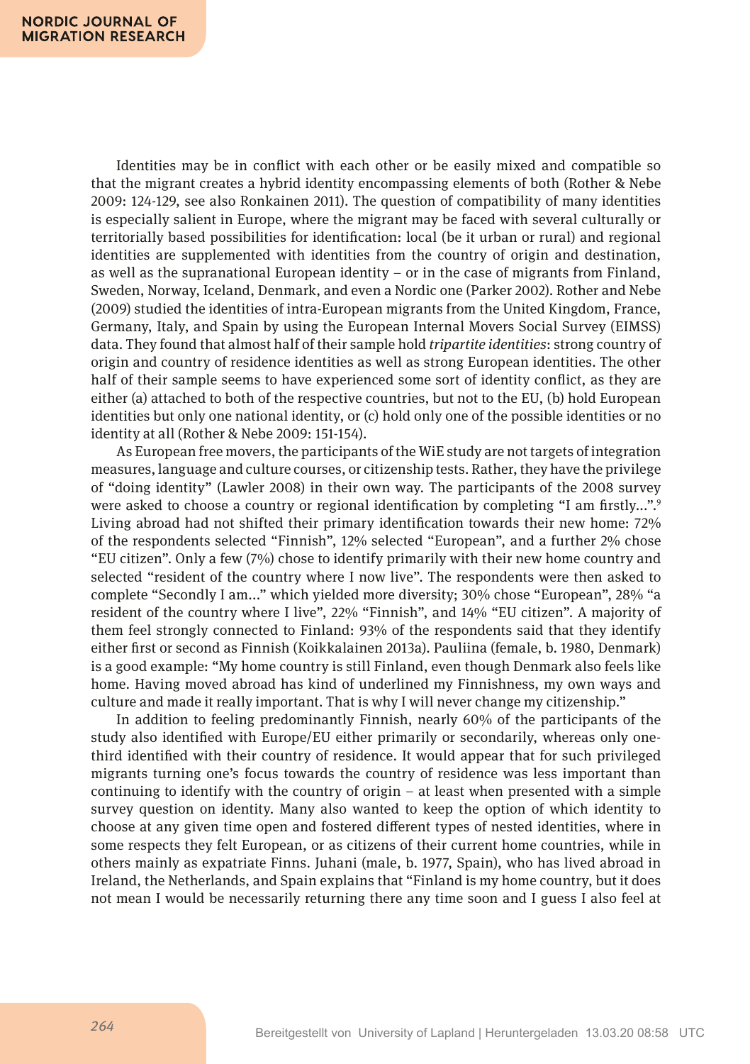Identities may be in conflict with each other or be easily mixed and compatible so that the migrant creates a hybrid identity encompassing elements of both (Rother & Nebe 2009: 124-129, see also Ronkainen 2011). The question of compatibility of many identities is especially salient in Europe, where the migrant may be faced with several culturally or territorially based possibilities for identification: local (be it urban or rural) and regional identities are supplemented with identities from the country of origin and destination, as well as the supranational European identity – or in the case of migrants from Finland, Sweden, Norway, Iceland, Denmark, and even a Nordic one (Parker 2002). Rother and Nebe (2009) studied the identities of intra-European migrants from the United Kingdom, France, Germany, Italy, and Spain by using the European Internal Movers Social Survey (EIMSS) data. They found that almost half of their sample hold *tripartite identities*: strong country of origin and country of residence identities as well as strong European identities. The other half of their sample seems to have experienced some sort of identity conflict, as they are either (a) attached to both of the respective countries, but not to the EU, (b) hold European identities but only one national identity, or (c) hold only one of the possible identities or no identity at all (Rother & Nebe 2009: 151-154).

As European free movers, the participants of the WiE study are not targets of integration measures, language and culture courses, or citizenship tests. Rather, they have the privilege of "doing identity" (Lawler 2008) in their own way. The participants of the 2008 survey were asked to choose a country or regional identification by completing "I am firstly...".[9] Living abroad had not shifted their primary identification towards their new home: 72% of the respondents selected "Finnish", 12% selected "European", and a further 2% chose "EU citizen". Only a few (7%) chose to identify primarily with their new home country and selected "resident of the country where I now live". The respondents were then asked to complete "Secondly I am..." which yielded more diversity; 30% chose "European", 28% "a resident of the country where I live", 22% "Finnish", and 14% "EU citizen". A majority of them feel strongly connected to Finland: 93% of the respondents said that they identify either first or second as Finnish (Koikkalainen 2013a). Pauliina (female, b. 1980, Denmark) is a good example: "My home country is still Finland, even though Denmark also feels like home. Having moved abroad has kind of underlined my Finnishness, my own ways and culture and made it really important. That is why I will never change my citizenship."

In addition to feeling predominantly Finnish, nearly 60% of the participants of the study also identified with Europe/EU either primarily or secondarily, whereas only one-third identified with their country of residence. It would appear that for such privileged migrants turning one's focus towards the country of residence was less important than continuing to identify with the country of origin – at least when presented with a simple survey question on identity. Many also wanted to keep the option of which identity to choose at any given time open and fostered different types of nested identities, where in some respects they felt European, or as citizens of their current home countries, while in others mainly as expatriate Finns. Juhani (male, b. 1977, Spain), who has lived abroad in Ireland, the Netherlands, and Spain explains that "Finland is my home country, but it does not mean I would be necessarily returning there any time soon and I guess I also feel at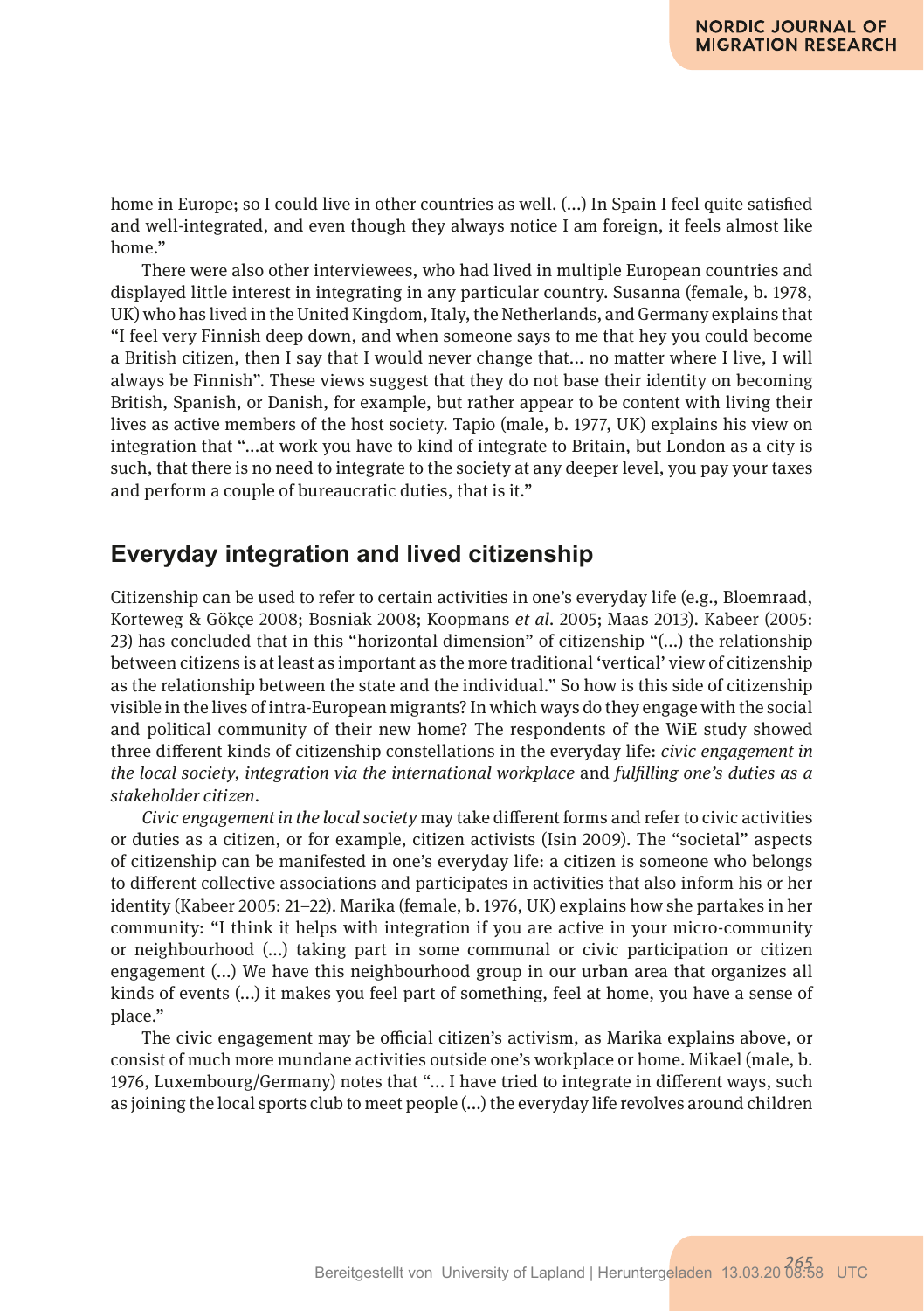home in Europe; so I could live in other countries as well. (...) In Spain I feel quite satisfied and well-integrated, and even though they always notice I am foreign, it feels almost like home."

There were also other interviewees, who had lived in multiple European countries and displayed little interest in integrating in any particular country. Susanna (female, b. 1978, UK) who has lived in the United Kingdom, Italy, the Netherlands, and Germany explains that "I feel very Finnish deep down, and when someone says to me that hey you could become a British citizen, then I say that I would never change that... no matter where I live, I will always be Finnish". These views suggest that they do not base their identity on becoming British, Spanish, or Danish, for example, but rather appear to be content with living their lives as active members of the host society. Tapio (male, b. 1977, UK) explains his view on integration that "...at work you have to kind of integrate to Britain, but London as a city is such, that there is no need to integrate to the society at any deeper level, you pay your taxes and perform a couple of bureaucratic duties, that is it."

## Everyday integration and lived citizenship

Citizenship can be used to refer to certain activities in one's everyday life (e.g., Bloemraad, Korteweg & Gökçe 2008; Bosniak 2008; Koopmans *et al.* 2005; Maas 2013). Kabeer (2005: 23) has concluded that in this "horizontal dimension" of citizenship "(...) the relationship between citizens is at least as important as the more traditional 'vertical' view of citizenship as the relationship between the state and the individual." So how is this side of citizenship visible in the lives of intra-European migrants? In which ways do they engage with the social and political community of their new home? The respondents of the WiE study showed three different kinds of citizenship constellations in the everyday life: *civic engagement in the local society*, *integration via the international workplace* and *fulfilling one's duties as a stakeholder citizen*.

*Civic engagement in the local society* may take different forms and refer to civic activities or duties as a citizen, or for example, citizen activists (Isin 2009). The "societal" aspects of citizenship can be manifested in one's everyday life: a citizen is someone who belongs to different collective associations and participates in activities that also inform his or her identity (Kabeer 2005: 21–22). Marika (female, b. 1976, UK) explains how she partakes in her community: "I think it helps with integration if you are active in your micro-community or neighbourhood (...) taking part in some communal or civic participation or citizen engagement (...) We have this neighbourhood group in our urban area that organizes all kinds of events (...) it makes you feel part of something, feel at home, you have a sense of place."

The civic engagement may be official citizen's activism, as Marika explains above, or consist of much more mundane activities outside one's workplace or home. Mikael (male, b. 1976, Luxembourg/Germany) notes that "... I have tried to integrate in different ways, such as joining the local sports club to meet people (...) the everyday life revolves around children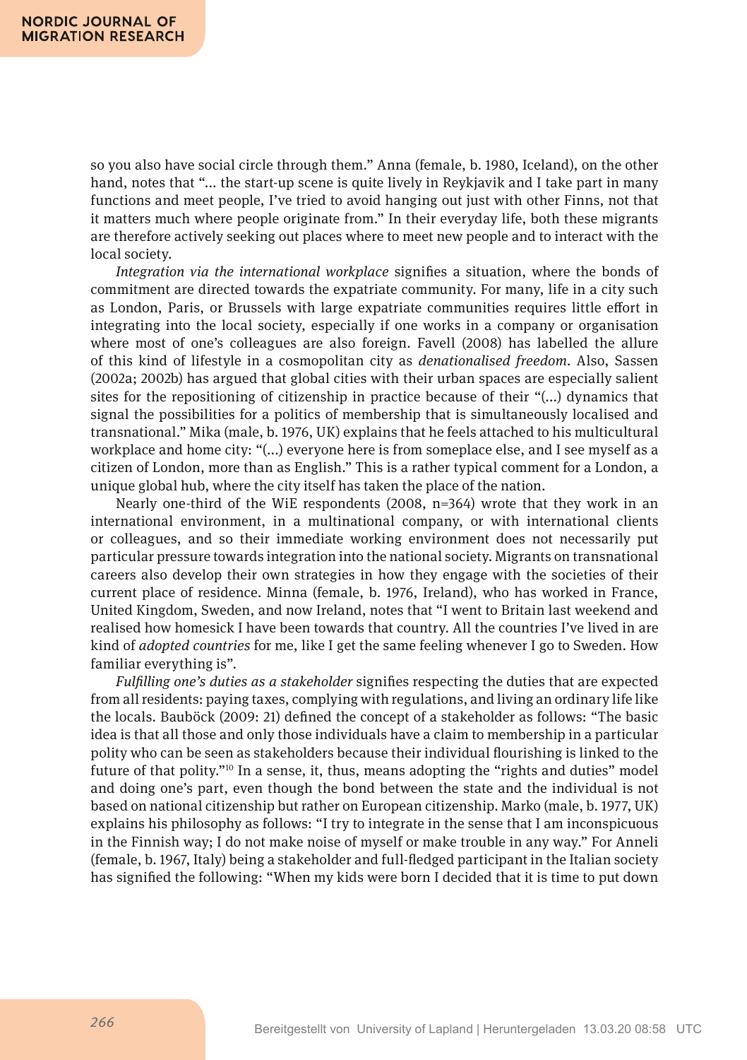so you also have social circle through them." Anna (female, b. 1980, Iceland), on the other hand, notes that "... the start-up scene is quite lively in Reykjavik and I take part in many functions and meet people, I've tried to avoid hanging out just with other Finns, not that it matters much where people originate from." In their everyday life, both these migrants are therefore actively seeking out places where to meet new people and to interact with the local society.

*Integration via the international workplace* signifies a situation, where the bonds of commitment are directed towards the expatriate community. For many, life in a city such as London, Paris, or Brussels with large expatriate communities requires little effort in integrating into the local society, especially if one works in a company or organisation where most of one's colleagues are also foreign. Favell (2008) has labelled the allure of this kind of lifestyle in a cosmopolitan city as *denationalised freedom*. Also, Sassen (2002a; 2002b) has argued that global cities with their urban spaces are especially salient sites for the repositioning of citizenship in practice because of their "(...) dynamics that signal the possibilities for a politics of membership that is simultaneously localised and transnational." Mika (male, b. 1976, UK) explains that he feels attached to his multicultural workplace and home city: "(...) everyone here is from someplace else, and I see myself as a citizen of London, more than as English." This is a rather typical comment for a London, a unique global hub, where the city itself has taken the place of the nation.

Nearly one-third of the WiE respondents (2008, n=364) wrote that they work in an international environment, in a multinational company, or with international clients or colleagues, and so their immediate working environment does not necessarily put particular pressure towards integration into the national society. Migrants on transnational careers also develop their own strategies in how they engage with the societies of their current place of residence. Minna (female, b. 1976, Ireland), who has worked in France, United Kingdom, Sweden, and now Ireland, notes that "I went to Britain last weekend and realised how homesick I have been towards that country. All the countries I've lived in are kind of *adopted countries* for me, like I get the same feeling whenever I go to Sweden. How familiar everything is".

*Fulfilling one's duties as a stakeholder* signifies respecting the duties that are expected from all residents: paying taxes, complying with regulations, and living an ordinary life like the locals. Bauböck (2009: 21) defined the concept of a stakeholder as follows: "The basic idea is that all those and only those individuals have a claim to membership in a particular polity who can be seen as stakeholders because their individual flourishing is linked to the future of that polity."[10] In a sense, it, thus, means adopting the "rights and duties" model and doing one's part, even though the bond between the state and the individual is not based on national citizenship but rather on European citizenship. Marko (male, b. 1977, UK) explains his philosophy as follows: "I try to integrate in the sense that I am inconspicuous in the Finnish way; I do not make noise of myself or make trouble in any way." For Anneli (female, b. 1967, Italy) being a stakeholder and full-fledged participant in the Italian society has signified the following: "When my kids were born I decided that it is time to put down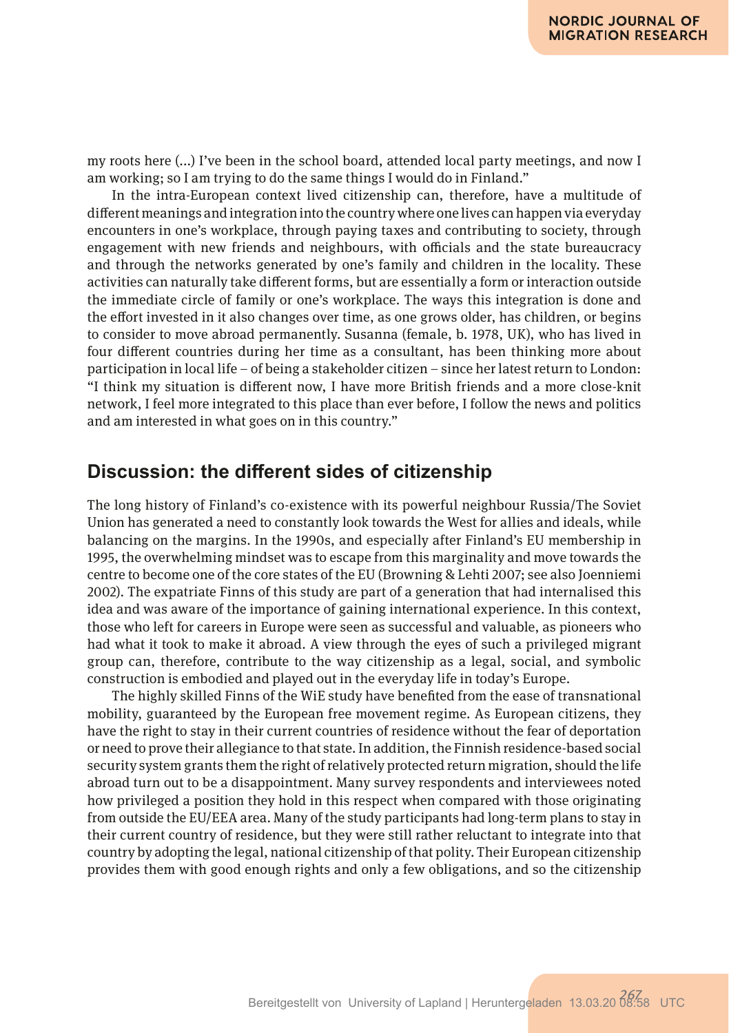my roots here (…) I've been in the school board, attended local party meetings, and now I am working; so I am trying to do the same things I would do in Finland."

In the intra-European context lived citizenship can, therefore, have a multitude of different meanings and integration into the country where one lives can happen via everyday encounters in one's workplace, through paying taxes and contributing to society, through engagement with new friends and neighbours, with officials and the state bureaucracy and through the networks generated by one's family and children in the locality. These activities can naturally take different forms, but are essentially a form or interaction outside the immediate circle of family or one's workplace. The ways this integration is done and the effort invested in it also changes over time, as one grows older, has children, or begins to consider to move abroad permanently. Susanna (female, b. 1978, UK), who has lived in four different countries during her time as a consultant, has been thinking more about participation in local life – of being a stakeholder citizen – since her latest return to London: "I think my situation is different now, I have more British friends and a more close-knit network, I feel more integrated to this place than ever before, I follow the news and politics and am interested in what goes on in this country."

## Discussion: the different sides of citizenship

The long history of Finland's co-existence with its powerful neighbour Russia/The Soviet Union has generated a need to constantly look towards the West for allies and ideals, while balancing on the margins. In the 1990s, and especially after Finland's EU membership in 1995, the overwhelming mindset was to escape from this marginality and move towards the centre to become one of the core states of the EU (Browning & Lehti 2007; see also Joenniemi 2002). The expatriate Finns of this study are part of a generation that had internalised this idea and was aware of the importance of gaining international experience. In this context, those who left for careers in Europe were seen as successful and valuable, as pioneers who had what it took to make it abroad. A view through the eyes of such a privileged migrant group can, therefore, contribute to the way citizenship as a legal, social, and symbolic construction is embodied and played out in the everyday life in today's Europe.

The highly skilled Finns of the WiE study have benefited from the ease of transnational mobility, guaranteed by the European free movement regime. As European citizens, they have the right to stay in their current countries of residence without the fear of deportation or need to prove their allegiance to that state. In addition, the Finnish residence-based social security system grants them the right of relatively protected return migration, should the life abroad turn out to be a disappointment. Many survey respondents and interviewees noted how privileged a position they hold in this respect when compared with those originating from outside the EU/EEA area. Many of the study participants had long-term plans to stay in their current country of residence, but they were still rather reluctant to integrate into that country by adopting the legal, national citizenship of that polity. Their European citizenship provides them with good enough rights and only a few obligations, and so the citizenship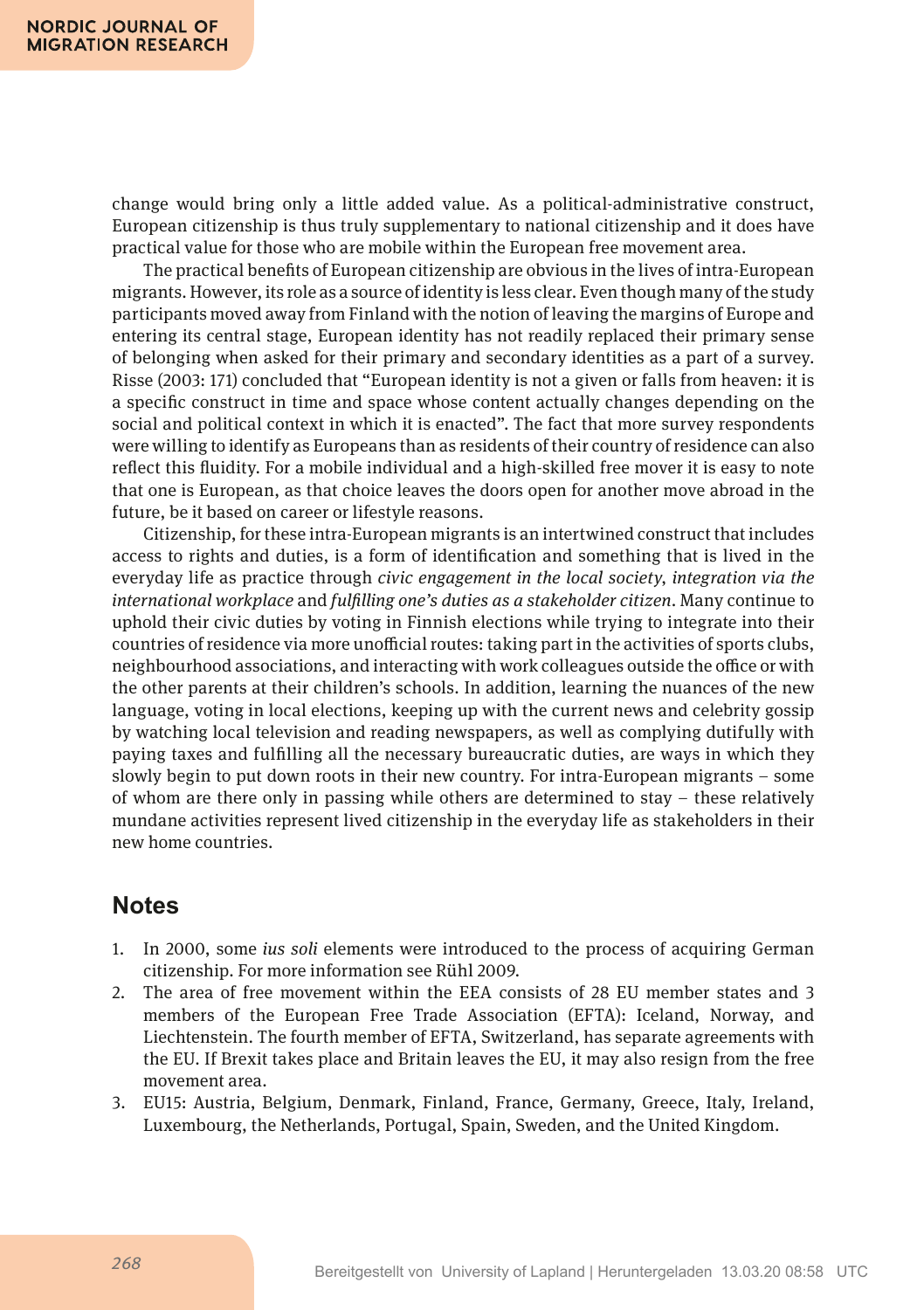change would bring only a little added value. As a political-administrative construct, European citizenship is thus truly supplementary to national citizenship and it does have practical value for those who are mobile within the European free movement area.

The practical benefits of European citizenship are obvious in the lives of intra-European migrants. However, its role as a source of identity is less clear. Even though many of the study participants moved away from Finland with the notion of leaving the margins of Europe and entering its central stage, European identity has not readily replaced their primary sense of belonging when asked for their primary and secondary identities as a part of a survey. Risse (2003: 171) concluded that "European identity is not a given or falls from heaven: it is a specific construct in time and space whose content actually changes depending on the social and political context in which it is enacted". The fact that more survey respondents were willing to identify as Europeans than as residents of their country of residence can also reflect this fluidity. For a mobile individual and a high-skilled free mover it is easy to note that one is European, as that choice leaves the doors open for another move abroad in the future, be it based on career or lifestyle reasons.

Citizenship, for these intra-European migrants is an intertwined construct that includes access to rights and duties, is a form of identification and something that is lived in the everyday life as practice through *civic engagement in the local society*, *integration via the international workplace* and *fulfilling one's duties as a stakeholder citizen*. Many continue to uphold their civic duties by voting in Finnish elections while trying to integrate into their countries of residence via more unofficial routes: taking part in the activities of sports clubs, neighbourhood associations, and interacting with work colleagues outside the office or with the other parents at their children's schools. In addition, learning the nuances of the new language, voting in local elections, keeping up with the current news and celebrity gossip by watching local television and reading newspapers, as well as complying dutifully with paying taxes and fulfilling all the necessary bureaucratic duties, are ways in which they slowly begin to put down roots in their new country. For intra-European migrants – some of whom are there only in passing while others are determined to stay – these relatively mundane activities represent lived citizenship in the everyday life as stakeholders in their new home countries.

## Notes

1. In 2000, some *ius soli* elements were introduced to the process of acquiring German citizenship. For more information see Rühl 2009.
2. The area of free movement within the EEA consists of 28 EU member states and 3 members of the European Free Trade Association (EFTA): Iceland, Norway, and Liechtenstein. The fourth member of EFTA, Switzerland, has separate agreements with the EU. If Brexit takes place and Britain leaves the EU, it may also resign from the free movement area.
3. EU15: Austria, Belgium, Denmark, Finland, France, Germany, Greece, Italy, Ireland, Luxembourg, the Netherlands, Portugal, Spain, Sweden, and the United Kingdom.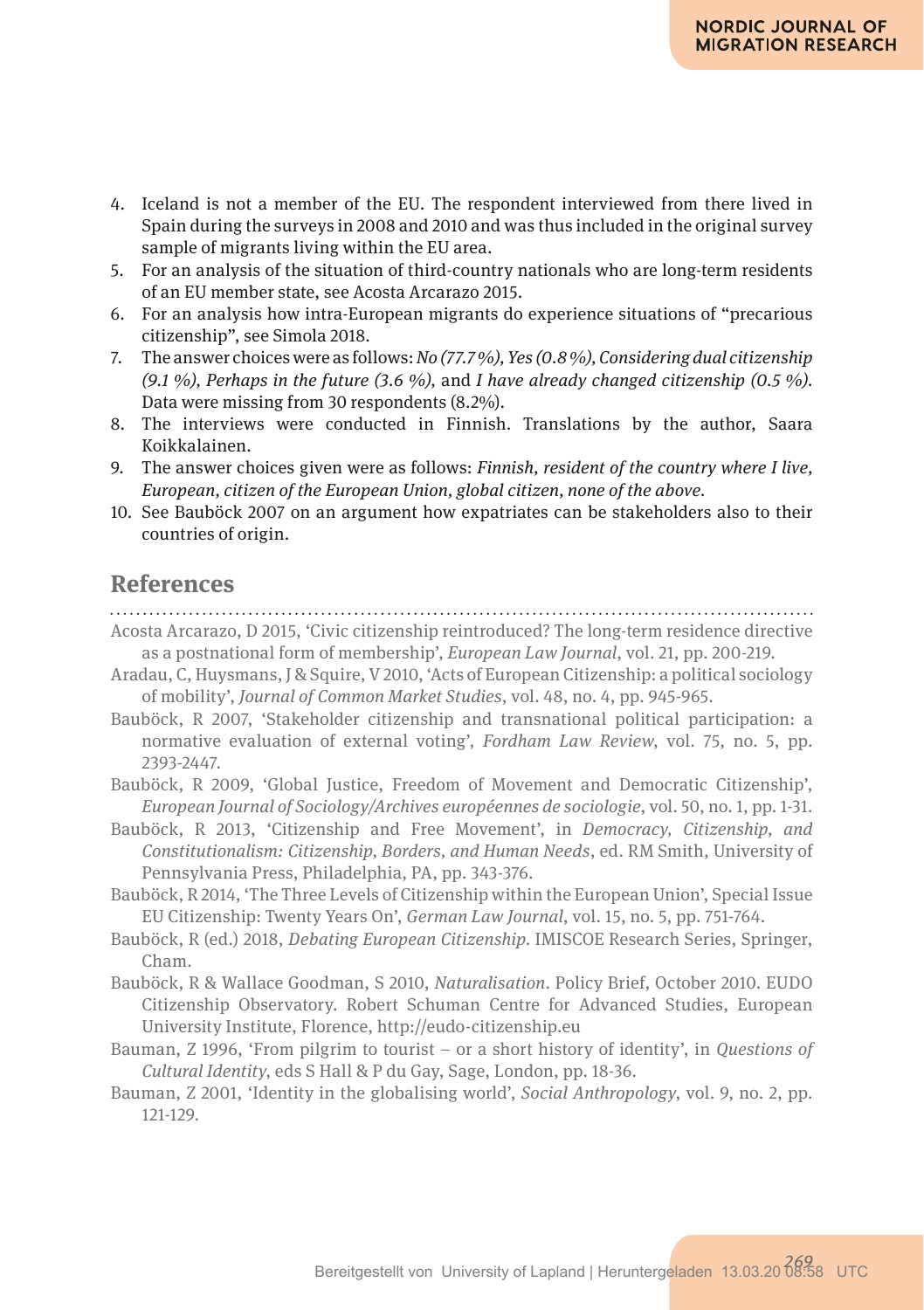4. Iceland is not a member of the EU. The respondent interviewed from there lived in Spain during the surveys in 2008 and 2010 and was thus included in the original survey sample of migrants living within the EU area.
5. For an analysis of the situation of third-country nationals who are long-term residents of an EU member state, see Acosta Arcarazo 2015.
6. For an analysis how intra-European migrants do experience situations of "precarious citizenship", see Simola 2018.
7. The answer choices were as follows: *No (77.7 %), Yes (0.8 %), Considering dual citizenship (9.1 %), Perhaps in the future (3.6 %),* and *I have already changed citizenship (0.5 %).* Data were missing from 30 respondents (8.2%).
8. The interviews were conducted in Finnish. Translations by the author, Saara Koikkalainen.
9. The answer choices given were as follows: *Finnish, resident of the country where I live, European, citizen of the European Union, global citizen, none of the above.*
10. See Bauböck 2007 on an argument how expatriates can be stakeholders also to their countries of origin.

## References

Acosta Arcarazo, D 2015, 'Civic citizenship reintroduced? The long-term residence directive as a postnational form of membership', *European Law Journal*, vol. 21, pp. 200-219.

Aradau, C, Huysmans, J & Squire, V 2010, 'Acts of European Citizenship: a political sociology of mobility', *Journal of Common Market Studies*, vol. 48, no. 4, pp. 945-965.

Bauböck, R 2007, 'Stakeholder citizenship and transnational political participation: a normative evaluation of external voting', *Fordham Law Review*, vol. 75, no. 5, pp. 2393-2447.

Bauböck, R 2009, 'Global Justice, Freedom of Movement and Democratic Citizenship', *European Journal of Sociology/Archives européennes de sociologie*, vol. 50, no. 1, pp. 1-31.

Bauböck, R 2013, 'Citizenship and Free Movement', in *Democracy, Citizenship, and Constitutionalism: Citizenship, Borders, and Human Needs*, ed. RM Smith, University of Pennsylvania Press, Philadelphia, PA, pp. 343-376.

Bauböck, R 2014, 'The Three Levels of Citizenship within the European Union', Special Issue EU Citizenship: Twenty Years On', *German Law Journal*, vol. 15, no. 5, pp. 751-764.

Bauböck, R (ed.) 2018, *Debating European Citizenship*. IMISCOE Research Series, Springer, Cham.

Bauböck, R & Wallace Goodman, S 2010, *Naturalisation*. Policy Brief, October 2010. EUDO Citizenship Observatory. Robert Schuman Centre for Advanced Studies, European University Institute, Florence, http://eudo-citizenship.eu

Bauman, Z 1996, 'From pilgrim to tourist – or a short history of identity', in *Questions of Cultural Identity*, eds S Hall & P du Gay, Sage, London, pp. 18-36.

Bauman, Z 2001, 'Identity in the globalising world', *Social Anthropology*, vol. 9, no. 2, pp. 121-129.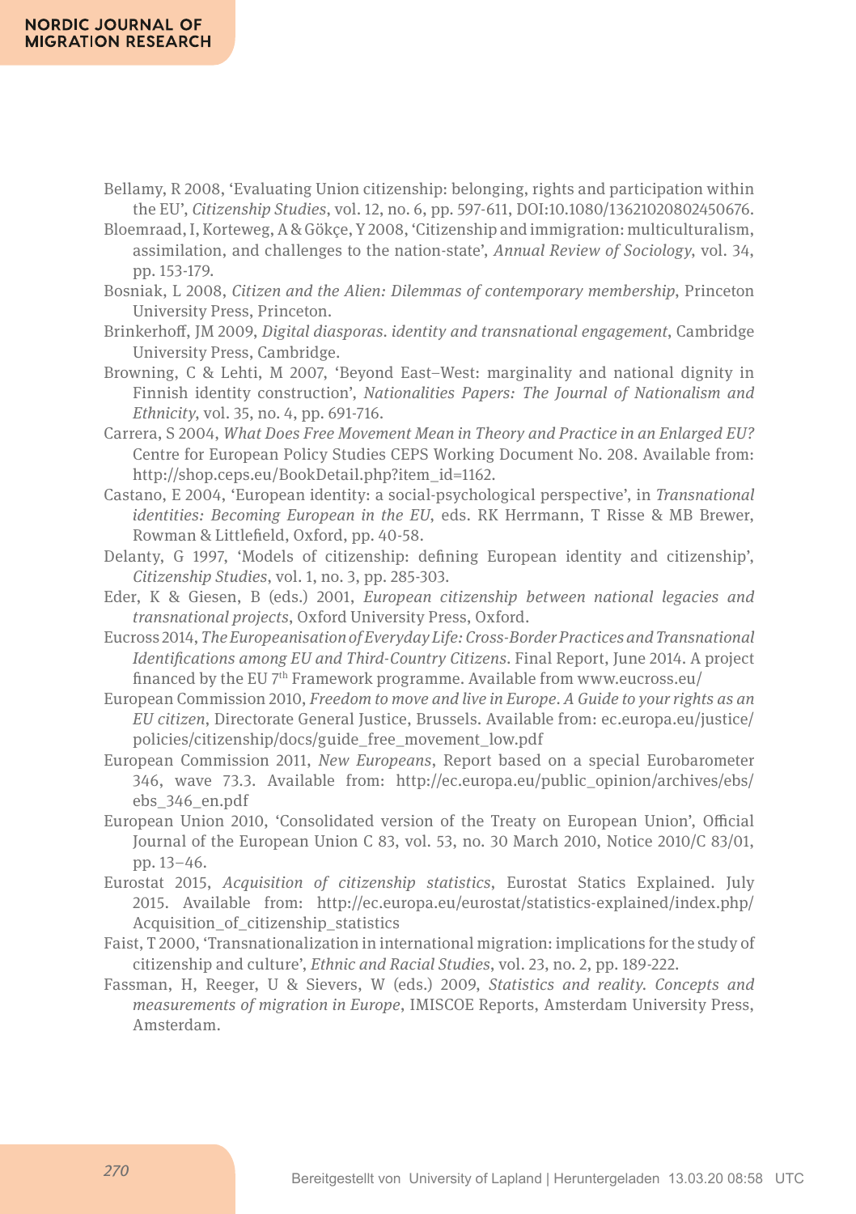Bellamy, R 2008, 'Evaluating Union citizenship: belonging, rights and participation within the EU', *Citizenship Studies*, vol. 12, no. 6, pp. 597-611, DOI:10.1080/13621020802450676.

Bloemraad, I, Korteweg, A & Gökçe, Y 2008, 'Citizenship and immigration: multiculturalism, assimilation, and challenges to the nation-state', *Annual Review of Sociology*, vol. 34, pp. 153-179.

Bosniak, L 2008, *Citizen and the Alien: Dilemmas of contemporary membership*, Princeton University Press, Princeton.

Brinkerhoff, JM 2009, *Digital diasporas. identity and transnational engagement*, Cambridge University Press, Cambridge.

Browning, C & Lehti, M 2007, 'Beyond East–West: marginality and national dignity in Finnish identity construction', *Nationalities Papers: The Journal of Nationalism and Ethnicity*, vol. 35, no. 4, pp. 691-716.

Carrera, S 2004, *What Does Free Movement Mean in Theory and Practice in an Enlarged EU?* Centre for European Policy Studies CEPS Working Document No. 208. Available from: http://shop.ceps.eu/BookDetail.php?item_id=1162.

Castano, E 2004, 'European identity: a social-psychological perspective', in *Transnational identities: Becoming European in the EU*, eds. RK Herrmann, T Risse & MB Brewer, Rowman & Littlefield, Oxford, pp. 40-58.

Delanty, G 1997, 'Models of citizenship: defining European identity and citizenship', *Citizenship Studies*, vol. 1, no. 3, pp. 285-303.

Eder, K & Giesen, B (eds.) 2001, *European citizenship between national legacies and transnational projects*, Oxford University Press, Oxford.

Eucross 2014, *The Europeanisation of Everyday Life: Cross-Border Practices and Transnational Identifications among EU and Third-Country Citizens*. Final Report, June 2014. A project financed by the EU 7th Framework programme. Available from www.eucross.eu/

European Commission 2010, *Freedom to move and live in Europe. A Guide to your rights as an EU citizen*, Directorate General Justice, Brussels. Available from: ec.europa.eu/justice/policies/citizenship/docs/guide_free_movement_low.pdf

European Commission 2011, *New Europeans*, Report based on a special Eurobarometer 346, wave 73.3. Available from: http://ec.europa.eu/public_opinion/archives/ebs/ebs_346_en.pdf

European Union 2010, 'Consolidated version of the Treaty on European Union', Official Journal of the European Union C 83, vol. 53, no. 30 March 2010, Notice 2010/C 83/01, pp. 13–46.

Eurostat 2015, *Acquisition of citizenship statistics*, Eurostat Statics Explained. July 2015. Available from: http://ec.europa.eu/eurostat/statistics-explained/index.php/Acquisition_of_citizenship_statistics

Faist, T 2000, 'Transnationalization in international migration: implications for the study of citizenship and culture', *Ethnic and Racial Studies*, vol. 23, no. 2, pp. 189-222.

Fassman, H, Reeger, U & Sievers, W (eds.) 2009, *Statistics and reality. Concepts and measurements of migration in Europe*, IMISCOE Reports, Amsterdam University Press, Amsterdam.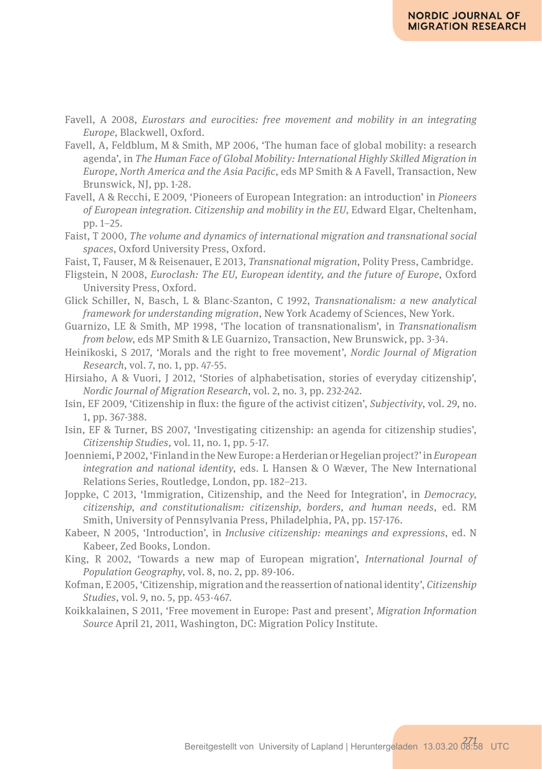Favell, A 2008, *Eurostars and eurocities: free movement and mobility in an integrating Europe*, Blackwell, Oxford.

Favell, A, Feldblum, M & Smith, MP 2006, 'The human face of global mobility: a research agenda', in *The Human Face of Global Mobility: International Highly Skilled Migration in Europe, North America and the Asia Pacific*, eds MP Smith & A Favell, Transaction, New Brunswick, NJ, pp. 1-28.

Favell, A & Recchi, E 2009, 'Pioneers of European Integration: an introduction' in *Pioneers of European integration. Citizenship and mobility in the EU,* Edward Elgar, Cheltenham, pp. 1–25.

Faist, T 2000, *The volume and dynamics of international migration and transnational social spaces*, Oxford University Press, Oxford.

Faist, T, Fauser, M & Reisenauer, E 2013, *Transnational migration*, Polity Press, Cambridge.

Fligstein, N 2008, *Euroclash: The EU, European identity, and the future of Europe*, Oxford University Press, Oxford.

Glick Schiller, N, Basch, L & Blanc-Szanton, C 1992, *Transnationalism: a new analytical framework for understanding migration*, New York Academy of Sciences, New York.

Guarnizo, LE & Smith, MP 1998, 'The location of transnationalism', in *Transnationalism from below*, eds MP Smith & LE Guarnizo, Transaction, New Brunswick, pp. 3-34.

Heinikoski, S 2017, 'Morals and the right to free movement', *Nordic Journal of Migration Research*, vol. 7, no. 1, pp. 47-55.

Hirsiaho, A & Vuori, J 2012, 'Stories of alphabetisation, stories of everyday citizenship', *Nordic Journal of Migration Research*, vol. 2, no. 3, pp. 232-242.

Isin, EF 2009, 'Citizenship in flux: the figure of the activist citizen', *Subjectivity*, vol. 29, no. 1, pp. 367-388.

Isin, EF & Turner, BS 2007, 'Investigating citizenship: an agenda for citizenship studies', *Citizenship Studies*, vol. 11, no. 1, pp. 5-17.

Joenniemi, P 2002, 'Finland in the New Europe: a Herderian or Hegelian project?' in *European integration and national identity*, eds. L Hansen & O Wæver, The New International Relations Series, Routledge, London, pp. 182–213.

Joppke, C 2013, 'Immigration, Citizenship, and the Need for Integration', in *Democracy, citizenship, and constitutionalism: citizenship, borders, and human needs*, ed. RM Smith, University of Pennsylvania Press, Philadelphia, PA, pp. 157-176.

Kabeer, N 2005, 'Introduction', in *Inclusive citizenship: meanings and expressions*, ed. N Kabeer, Zed Books, London.

King, R 2002, 'Towards a new map of European migration', *International Journal of Population Geography*, vol. 8, no. 2, pp. 89-106.

Kofman, E 2005, 'Citizenship, migration and the reassertion of national identity', *Citizenship Studies*, vol. 9, no. 5, pp. 453-467.

Koikkalainen, S 2011, 'Free movement in Europe: Past and present', *Migration Information Source* April 21, 2011, Washington, DC: Migration Policy Institute.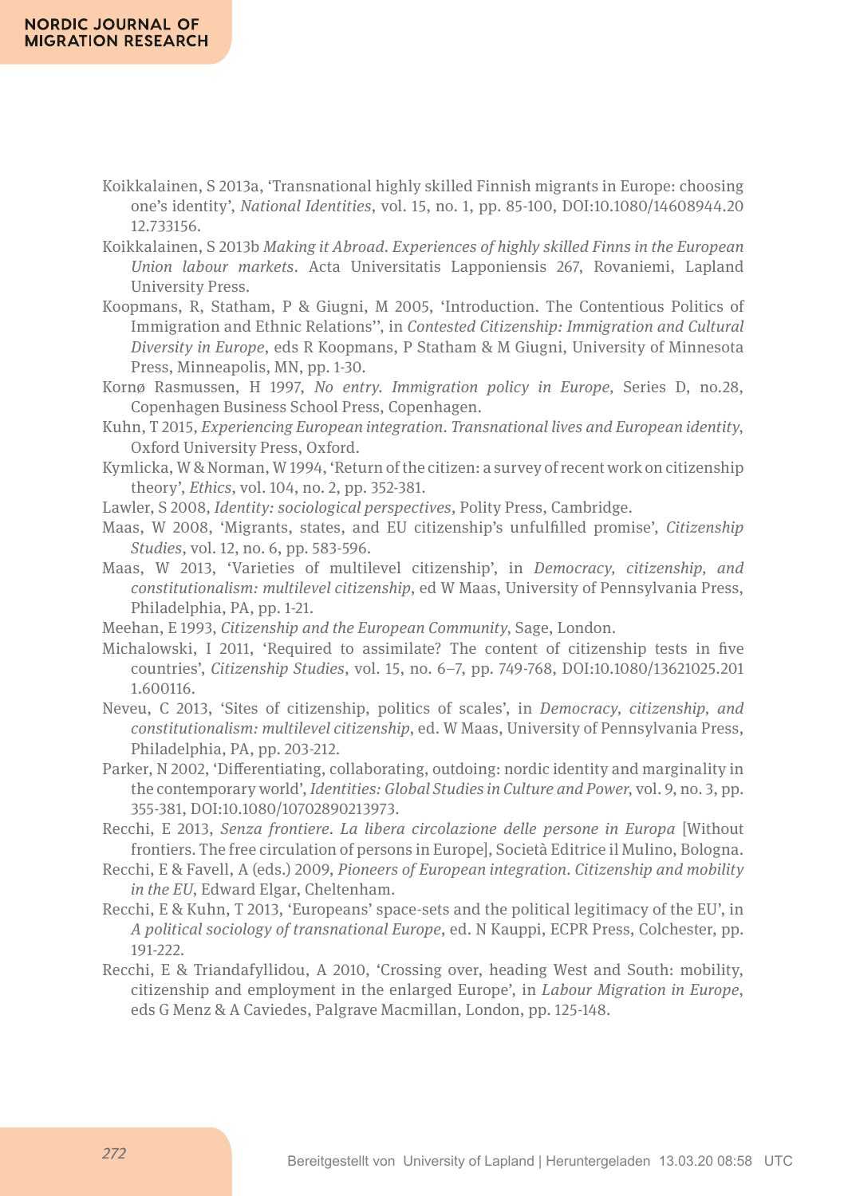Koikkalainen, S 2013a, 'Transnational highly skilled Finnish migrants in Europe: choosing one's identity', *National Identities*, vol. 15, no. 1, pp. 85-100, DOI:10.1080/14608944.2012.733156.

Koikkalainen, S 2013b *Making it Abroad. Experiences of highly skilled Finns in the European Union labour markets*. Acta Universitatis Lapponiensis 267, Rovaniemi, Lapland University Press.

Koopmans, R, Statham, P & Giugni, M 2005, 'Introduction. The Contentious Politics of Immigration and Ethnic Relations'', in *Contested Citizenship: Immigration and Cultural Diversity in Europe*, eds R Koopmans, P Statham & M Giugni, University of Minnesota Press, Minneapolis, MN, pp. 1-30.

Kornø Rasmussen, H 1997, *No entry. Immigration policy in Europe,* Series D, no.28, Copenhagen Business School Press, Copenhagen.

Kuhn, T 2015, *Experiencing European integration. Transnational lives and European identity*, Oxford University Press, Oxford.

Kymlicka, W & Norman, W 1994, 'Return of the citizen: a survey of recent work on citizenship theory', *Ethics*, vol. 104, no. 2, pp. 352-381.

Lawler, S 2008, *Identity: sociological perspectives*, Polity Press, Cambridge.

Maas, W 2008, 'Migrants, states, and EU citizenship's unfulfilled promise', *Citizenship Studies*, vol. 12, no. 6, pp. 583-596.

Maas, W 2013, 'Varieties of multilevel citizenship', in *Democracy, citizenship, and constitutionalism: multilevel citizenship*, ed W Maas, University of Pennsylvania Press, Philadelphia, PA, pp. 1-21.

Meehan, E 1993, *Citizenship and the European Community*, Sage, London.

Michalowski, I 2011, 'Required to assimilate? The content of citizenship tests in five countries', *Citizenship Studies*, vol. 15, no. 6–7, pp. 749-768, DOI:10.1080/13621025.2011.600116.

Neveu, C 2013, 'Sites of citizenship, politics of scales', in *Democracy, citizenship, and constitutionalism: multilevel citizenship*, ed. W Maas, University of Pennsylvania Press, Philadelphia, PA, pp. 203-212.

Parker, N 2002, 'Differentiating, collaborating, outdoing: nordic identity and marginality in the contemporary world', *Identities: Global Studies in Culture and Power*, vol. 9, no. 3, pp. 355-381, DOI:10.1080/10702890213973.

Recchi, E 2013, *Senza frontiere. La libera circolazione delle persone in Europa* [Without frontiers. The free circulation of persons in Europe], Società Editrice il Mulino, Bologna.

Recchi, E & Favell, A (eds.) 2009, *Pioneers of European integration. Citizenship and mobility in the EU*, Edward Elgar, Cheltenham.

Recchi, E & Kuhn, T 2013, 'Europeans' space-sets and the political legitimacy of the EU', in *A political sociology of transnational Europe*, ed. N Kauppi, ECPR Press, Colchester, pp. 191-222.

Recchi, E & Triandafyllidou, A 2010, 'Crossing over, heading West and South: mobility, citizenship and employment in the enlarged Europe', in *Labour Migration in Europe*, eds G Menz & A Caviedes, Palgrave Macmillan, London, pp. 125-148.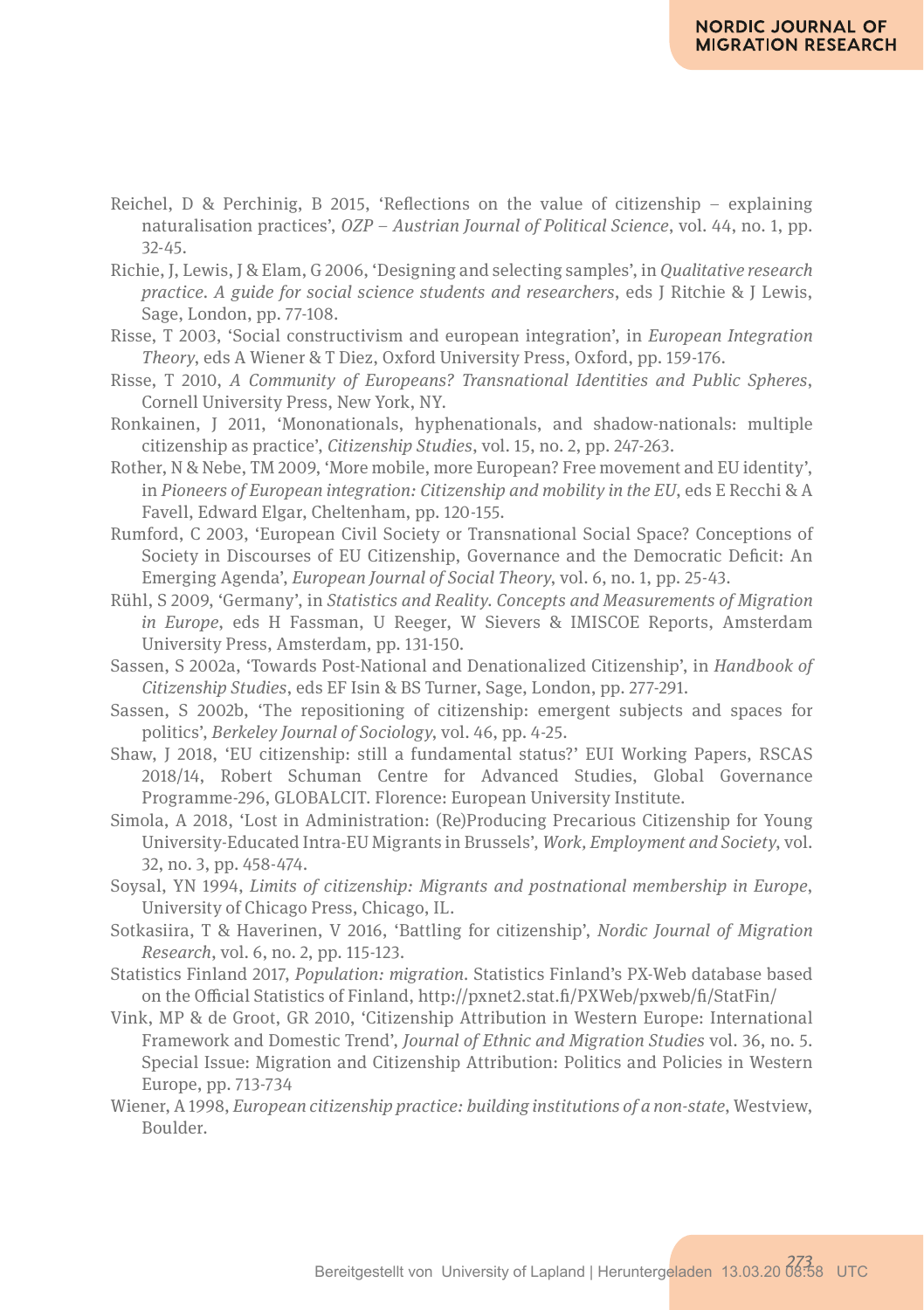Reichel, D & Perchinig, B 2015, 'Reflections on the value of citizenship – explaining naturalisation practices', *OZP – Austrian Journal of Political Science*, vol. 44, no. 1, pp. 32-45.

Richie, J, Lewis, J & Elam, G 2006, 'Designing and selecting samples', in *Qualitative research practice. A guide for social science students and researchers*, eds J Ritchie & J Lewis, Sage, London, pp. 77-108.

Risse, T 2003, 'Social constructivism and european integration', in *European Integration Theory*, eds A Wiener & T Diez, Oxford University Press, Oxford, pp. 159-176.

Risse, T 2010, *A Community of Europeans? Transnational Identities and Public Spheres*, Cornell University Press, New York, NY.

Ronkainen, J 2011, 'Mononationals, hyphenationals, and shadow-nationals: multiple citizenship as practice', *Citizenship Studies*, vol. 15, no. 2, pp. 247-263.

Rother, N & Nebe, TM 2009, 'More mobile, more European? Free movement and EU identity', in *Pioneers of European integration: Citizenship and mobility in the EU*, eds E Recchi & A Favell, Edward Elgar, Cheltenham, pp. 120-155.

Rumford, C 2003, 'European Civil Society or Transnational Social Space? Conceptions of Society in Discourses of EU Citizenship, Governance and the Democratic Deficit: An Emerging Agenda', *European Journal of Social Theory*, vol. 6, no. 1, pp. 25-43.

Rühl, S 2009, 'Germany', in *Statistics and Reality. Concepts and Measurements of Migration in Europe*, eds H Fassman, U Reeger, W Sievers & IMISCOE Reports, Amsterdam University Press, Amsterdam, pp. 131-150.

Sassen, S 2002a, 'Towards Post-National and Denationalized Citizenship', in *Handbook of Citizenship Studies*, eds EF Isin & BS Turner, Sage, London, pp. 277-291.

Sassen, S 2002b, 'The repositioning of citizenship: emergent subjects and spaces for politics', *Berkeley Journal of Sociology*, vol. 46, pp. 4-25.

Shaw, J 2018, 'EU citizenship: still a fundamental status?' EUI Working Papers, RSCAS 2018/14, Robert Schuman Centre for Advanced Studies, Global Governance Programme-296, GLOBALCIT. Florence: European University Institute.

Simola, A 2018, 'Lost in Administration: (Re)Producing Precarious Citizenship for Young University-Educated Intra-EU Migrants in Brussels', *Work, Employment and Society*, vol. 32, no. 3, pp. 458-474.

Soysal, YN 1994, *Limits of citizenship: Migrants and postnational membership in Europe*, University of Chicago Press, Chicago, IL.

Sotkasiira, T & Haverinen, V 2016, 'Battling for citizenship', *Nordic Journal of Migration Research*, vol. 6, no. 2, pp. 115-123.

Statistics Finland 2017, *Population: migration.* Statistics Finland's PX-Web database based on the Official Statistics of Finland, http://pxnet2.stat.fi/PXWeb/pxweb/fi/StatFin/

Vink, MP & de Groot, GR 2010, 'Citizenship Attribution in Western Europe: International Framework and Domestic Trend', *Journal of Ethnic and Migration Studies* vol. 36, no. 5. Special Issue: Migration and Citizenship Attribution: Politics and Policies in Western Europe, pp. 713-734

Wiener, A 1998, *European citizenship practice: building institutions of a non-state*, Westview, Boulder.